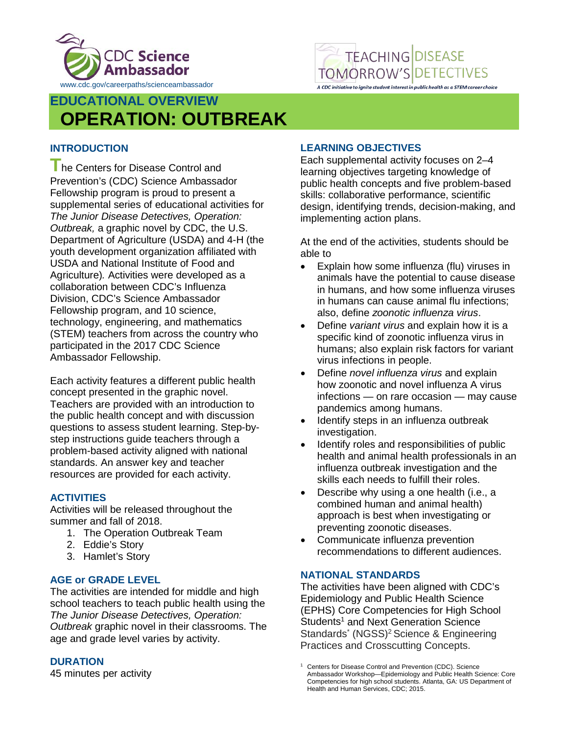CDC Science Ambassador

www.cdc.gov/careerpaths/scienceambassador

TEACHING TOMORROW'S DISEASE DETECTIVES

A CDC initiative to ignite student interest in public health as a STEM career choice

## EDUCATIONAL OVERVIEW

# OPERATION: OUTBREAK

### INTRODUCTION

The Centers for Disease Control and Prevention's (CDC) Science Ambassador Fellowship program is proud to present a supplemental series of educational activities for *The Junior Disease Detectives, Operation: Outbreak,* a graphic novel by CDC, the U.S. Department of Agriculture (USDA) and 4-H (the youth development organization affiliated with USDA and National Institute of Food and Agriculture). Activities were developed as a collaboration between CDC's Influenza Division, CDC's Science Ambassador Fellowship program, and 10 science, technology, engineering, and mathematics (STEM) teachers from across the country who participated in the 2017 CDC Science Ambassador Fellowship.

Each activity features a different public health concept presented in the graphic novel. Teachers are provided with an introduction to the public health concept and with discussion questions to assess student learning. Step-by-step instructions guide teachers through a problem-based activity aligned with national standards. An answer key and teacher resources are provided for each activity.

### ACTIVITIES

Activities will be released throughout the summer and fall of 2018.

1. The Operation Outbreak Team
2. Eddie's Story
3. Hamlet's Story

### AGE or GRADE LEVEL

The activities are intended for middle and high school teachers to teach public health using the *The Junior Disease Detectives, Operation: Outbreak* graphic novel in their classrooms. The age and grade level varies by activity.

### DURATION

45 minutes per activity

### LEARNING OBJECTIVES

Each supplemental activity focuses on 2–4 learning objectives targeting knowledge of public health concepts and five problem-based skills: collaborative performance, scientific design, identifying trends, decision-making, and implementing action plans.

At the end of the activities, students should be able to

- Explain how some influenza (flu) viruses in animals have the potential to cause disease in humans, and how some influenza viruses in humans can cause animal flu infections; also, define *zoonotic influenza virus*.
- Define *variant virus* and explain how it is a specific kind of zoonotic influenza virus in humans; also explain risk factors for variant virus infections in people.
- Define *novel influenza virus* and explain how zoonotic and novel influenza A virus infections — on rare occasion — may cause pandemics among humans.
- Identify steps in an influenza outbreak investigation.
- Identify roles and responsibilities of public health and animal health professionals in an influenza outbreak investigation and the skills each needs to fulfill their roles.
- Describe why using a one health (i.e., a combined human and animal health) approach is best when investigating or preventing zoonotic diseases.
- Communicate influenza prevention recommendations to different audiences.

### NATIONAL STANDARDS

The activities have been aligned with CDC's Epidemiology and Public Health Science (EPHS) Core Competencies for High School Students[1] and Next Generation Science Standards[*] (NGSS)[2] Science & Engineering Practices and Crosscutting Concepts.

[1] Centers for Disease Control and Prevention (CDC). Science Ambassador Workshop—Epidemiology and Public Health Science: Core Competencies for high school students. Atlanta, GA: US Department of Health and Human Services, CDC; 2015.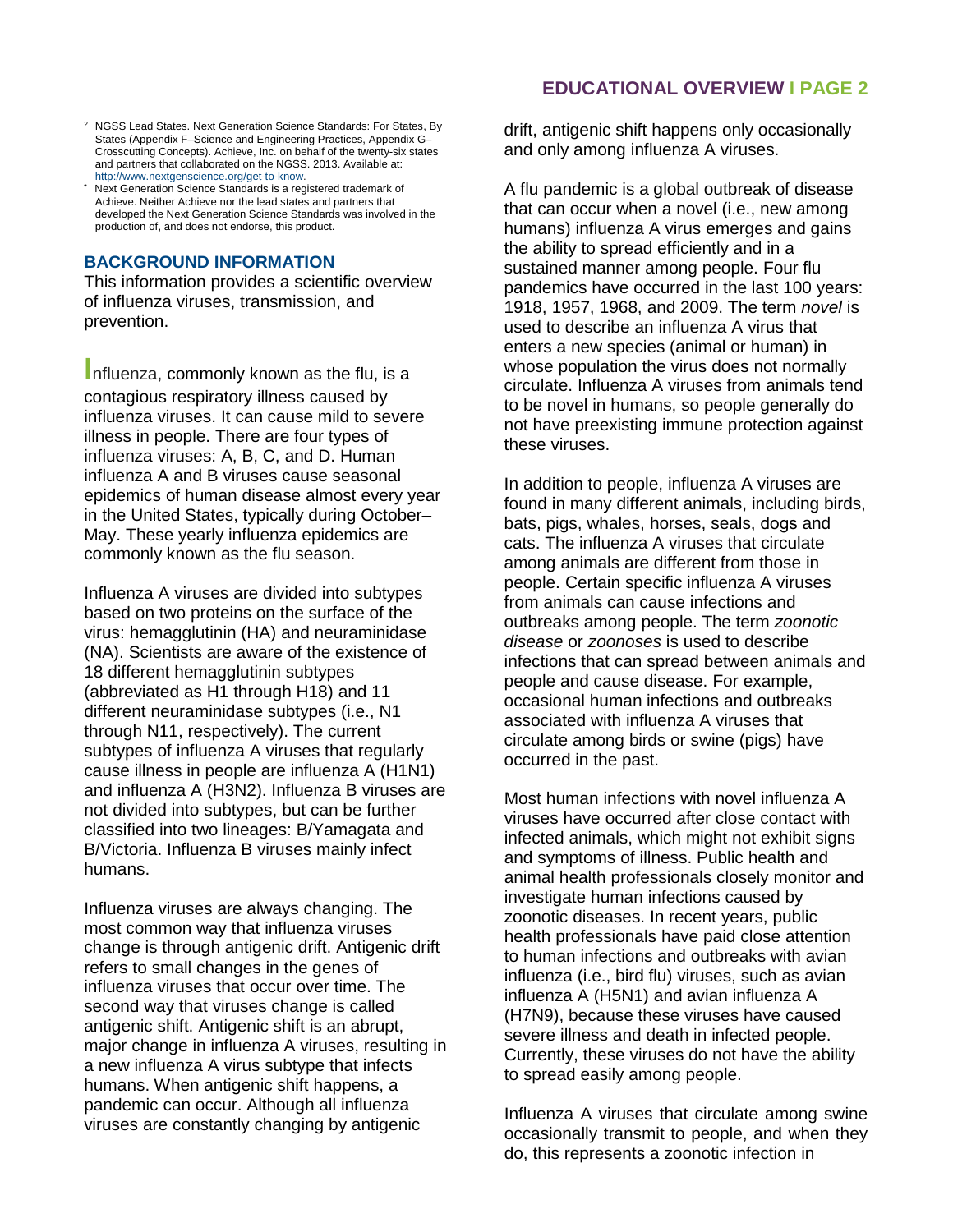[2] NGSS Lead States. Next Generation Science Standards: For States, By States (Appendix F–Science and Engineering Practices, Appendix G–Crosscutting Concepts). Achieve, Inc. on behalf of the twenty-six states and partners that collaborated on the NGSS. 2013. Available at: http://www.nextgenscience.org/get-to-know.

* Next Generation Science Standards is a registered trademark of Achieve. Neither Achieve nor the lead states and partners that developed the Next Generation Science Standards was involved in the production of, and does not endorse, this product.

## BACKGROUND INFORMATION

This information provides a scientific overview of influenza viruses, transmission, and prevention.

Influenza, commonly known as the flu, is a contagious respiratory illness caused by influenza viruses. It can cause mild to severe illness in people. There are four types of influenza viruses: A, B, C, and D. Human influenza A and B viruses cause seasonal epidemics of human disease almost every year in the United States, typically during October–May. These yearly influenza epidemics are commonly known as the flu season.

Influenza A viruses are divided into subtypes based on two proteins on the surface of the virus: hemagglutinin (HA) and neuraminidase (NA). Scientists are aware of the existence of 18 different hemagglutinin subtypes (abbreviated as H1 through H18) and 11 different neuraminidase subtypes (i.e., N1 through N11, respectively). The current subtypes of influenza A viruses that regularly cause illness in people are influenza A (H1N1) and influenza A (H3N2). Influenza B viruses are not divided into subtypes, but can be further classified into two lineages: B/Yamagata and B/Victoria. Influenza B viruses mainly infect humans.

Influenza viruses are always changing. The most common way that influenza viruses change is through antigenic drift. Antigenic drift refers to small changes in the genes of influenza viruses that occur over time. The second way that viruses change is called antigenic shift. Antigenic shift is an abrupt, major change in influenza A viruses, resulting in a new influenza A virus subtype that infects humans. When antigenic shift happens, a pandemic can occur. Although all influenza viruses are constantly changing by antigenic drift, antigenic shift happens only occasionally and only among influenza A viruses.

A flu pandemic is a global outbreak of disease that can occur when a novel (i.e., new among humans) influenza A virus emerges and gains the ability to spread efficiently and in a sustained manner among people. Four flu pandemics have occurred in the last 100 years: 1918, 1957, 1968, and 2009. The term *novel* is used to describe an influenza A virus that enters a new species (animal or human) in whose population the virus does not normally circulate. Influenza A viruses from animals tend to be novel in humans, so people generally do not have preexisting immune protection against these viruses.

In addition to people, influenza A viruses are found in many different animals, including birds, bats, pigs, whales, horses, seals, dogs and cats. The influenza A viruses that circulate among animals are different from those in people. Certain specific influenza A viruses from animals can cause infections and outbreaks among people. The term *zoonotic disease* or *zoonoses* is used to describe infections that can spread between animals and people and cause disease. For example, occasional human infections and outbreaks associated with influenza A viruses that circulate among birds or swine (pigs) have occurred in the past.

Most human infections with novel influenza A viruses have occurred after close contact with infected animals, which might not exhibit signs and symptoms of illness. Public health and animal health professionals closely monitor and investigate human infections caused by zoonotic diseases. In recent years, public health professionals have paid close attention to human infections and outbreaks with avian influenza (i.e., bird flu) viruses, such as avian influenza A (H5N1) and avian influenza A (H7N9), because these viruses have caused severe illness and death in infected people. Currently, these viruses do not have the ability to spread easily among people.

Influenza A viruses that circulate among swine occasionally transmit to people, and when they do, this represents a zoonotic infection in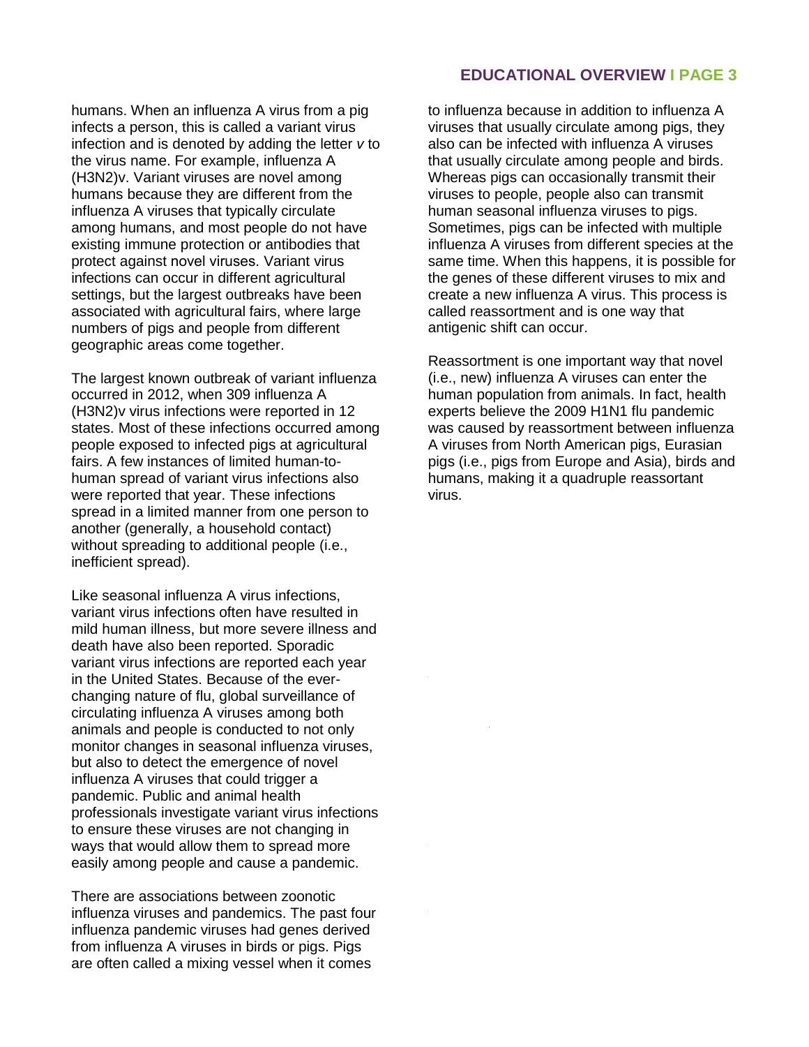humans. When an influenza A virus from a pig infects a person, this is called a variant virus infection and is denoted by adding the letter *v* to the virus name. For example, influenza A (H3N2)v. Variant viruses are novel among humans because they are different from the influenza A viruses that typically circulate among humans, and most people do not have existing immune protection or antibodies that protect against novel viruses. Variant virus infections can occur in different agricultural settings, but the largest outbreaks have been associated with agricultural fairs, where large numbers of pigs and people from different geographic areas come together.

The largest known outbreak of variant influenza occurred in 2012, when 309 influenza A (H3N2)v virus infections were reported in 12 states. Most of these infections occurred among people exposed to infected pigs at agricultural fairs. A few instances of limited human-to-human spread of variant virus infections also were reported that year. These infections spread in a limited manner from one person to another (generally, a household contact) without spreading to additional people (i.e., inefficient spread).

Like seasonal influenza A virus infections, variant virus infections often have resulted in mild human illness, but more severe illness and death have also been reported. Sporadic variant virus infections are reported each year in the United States. Because of the ever-changing nature of flu, global surveillance of circulating influenza A viruses among both animals and people is conducted to not only monitor changes in seasonal influenza viruses, but also to detect the emergence of novel influenza A viruses that could trigger a pandemic. Public and animal health professionals investigate variant virus infections to ensure these viruses are not changing in ways that would allow them to spread more easily among people and cause a pandemic.

There are associations between zoonotic influenza viruses and pandemics. The past four influenza pandemic viruses had genes derived from influenza A viruses in birds or pigs. Pigs are often called a mixing vessel when it comes to influenza because in addition to influenza A viruses that usually circulate among pigs, they also can be infected with influenza A viruses that usually circulate among people and birds. Whereas pigs can occasionally transmit their viruses to people, people also can transmit human seasonal influenza viruses to pigs. Sometimes, pigs can be infected with multiple influenza A viruses from different species at the same time. When this happens, it is possible for the genes of these different viruses to mix and create a new influenza A virus. This process is called reassortment and is one way that antigenic shift can occur.

Reassortment is one important way that novel (i.e., new) influenza A viruses can enter the human population from animals. In fact, health experts believe the 2009 H1N1 flu pandemic was caused by reassortment between influenza A viruses from North American pigs, Eurasian pigs (i.e., pigs from Europe and Asia), birds and humans, making it a quadruple reassortant virus.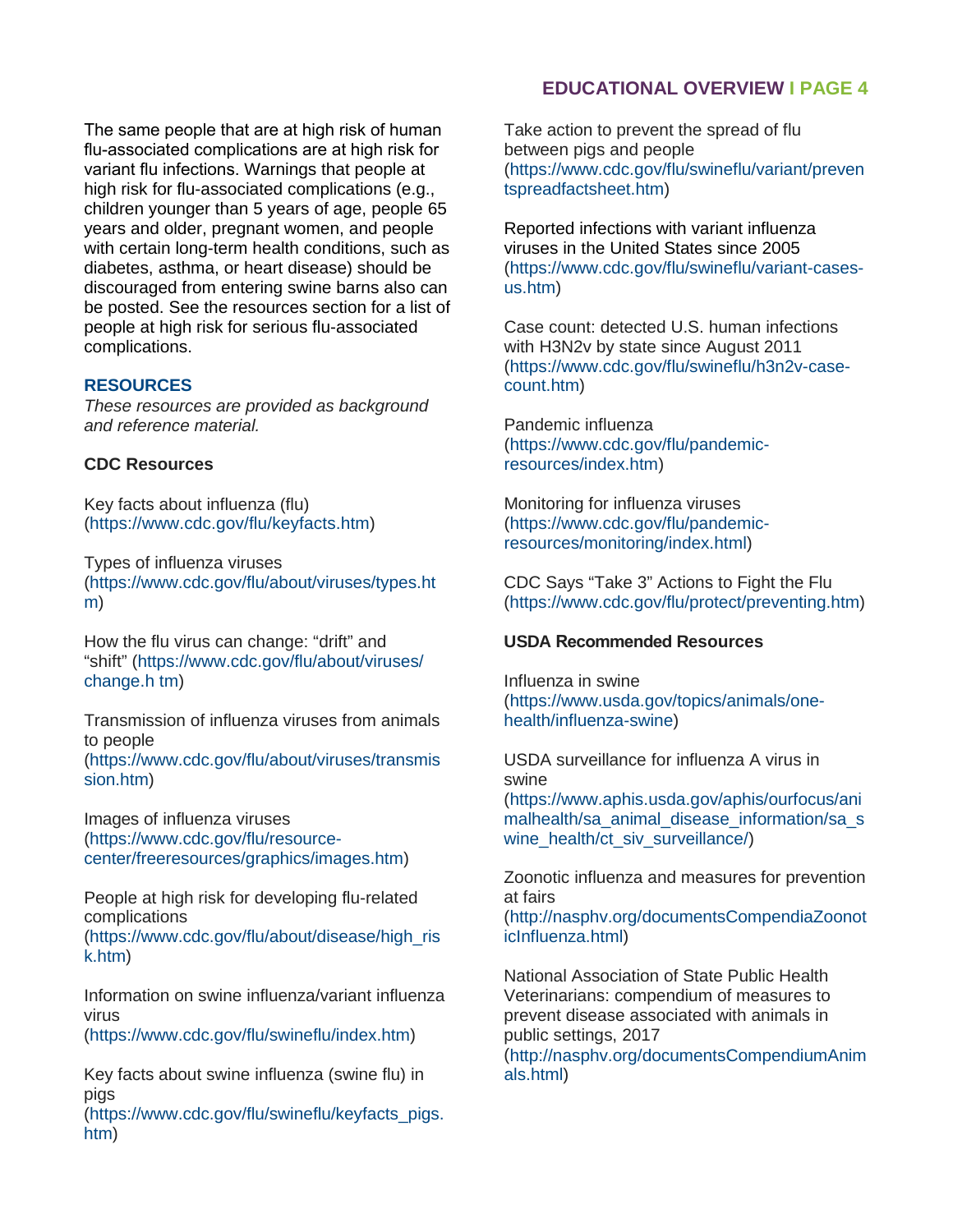The same people that are at high risk of human flu-associated complications are at high risk for variant flu infections. Warnings that people at high risk for flu-associated complications (e.g., children younger than 5 years of age, people 65 years and older, pregnant women, and people with certain long-term health conditions, such as diabetes, asthma, or heart disease) should be discouraged from entering swine barns also can be posted. See the resources section for a list of people at high risk for serious flu-associated complications.

## RESOURCES

*These resources are provided as background and reference material.*

### CDC Resources

Key facts about influenza (flu)
(https://www.cdc.gov/flu/keyfacts.htm)

Types of influenza viruses
(https://www.cdc.gov/flu/about/viruses/types.htm)

How the flu virus can change: "drift" and "shift" (https://www.cdc.gov/flu/about/viruses/change.h tm)

Transmission of influenza viruses from animals to people
(https://www.cdc.gov/flu/about/viruses/transmission.htm)

Images of influenza viruses
(https://www.cdc.gov/flu/resource-center/freeresources/graphics/images.htm)

People at high risk for developing flu-related complications
(https://www.cdc.gov/flu/about/disease/high_risk.htm)

Information on swine influenza/variant influenza virus
(https://www.cdc.gov/flu/swineflu/index.htm)

Key facts about swine influenza (swine flu) in pigs
(https://www.cdc.gov/flu/swineflu/keyfacts_pigs.htm)

Take action to prevent the spread of flu between pigs and people
(https://www.cdc.gov/flu/swineflu/variant/preventspreadfactsheet.htm)

Reported infections with variant influenza viruses in the United States since 2005
(https://www.cdc.gov/flu/swineflu/variant-cases-us.htm)

Case count: detected U.S. human infections with H3N2v by state since August 2011
(https://www.cdc.gov/flu/swineflu/h3n2v-case-count.htm)

Pandemic influenza
(https://www.cdc.gov/flu/pandemic-resources/index.htm)

Monitoring for influenza viruses
(https://www.cdc.gov/flu/pandemic-resources/monitoring/index.html)

CDC Says "Take 3" Actions to Fight the Flu
(https://www.cdc.gov/flu/protect/preventing.htm)

### USDA Recommended Resources

Influenza in swine
(https://www.usda.gov/topics/animals/one-health/influenza-swine)

USDA surveillance for influenza A virus in swine
(https://www.aphis.usda.gov/aphis/ourfocus/animalhealth/sa_animal_disease_information/sa_swine_health/ct_siv_surveillance/)

Zoonotic influenza and measures for prevention at fairs
(http://nasphv.org/documentsCompendiaZoonoticInfluenza.html)

National Association of State Public Health Veterinarians: compendium of measures to prevent disease associated with animals in public settings, 2017
(http://nasphv.org/documentsCompendiumAnimals.html)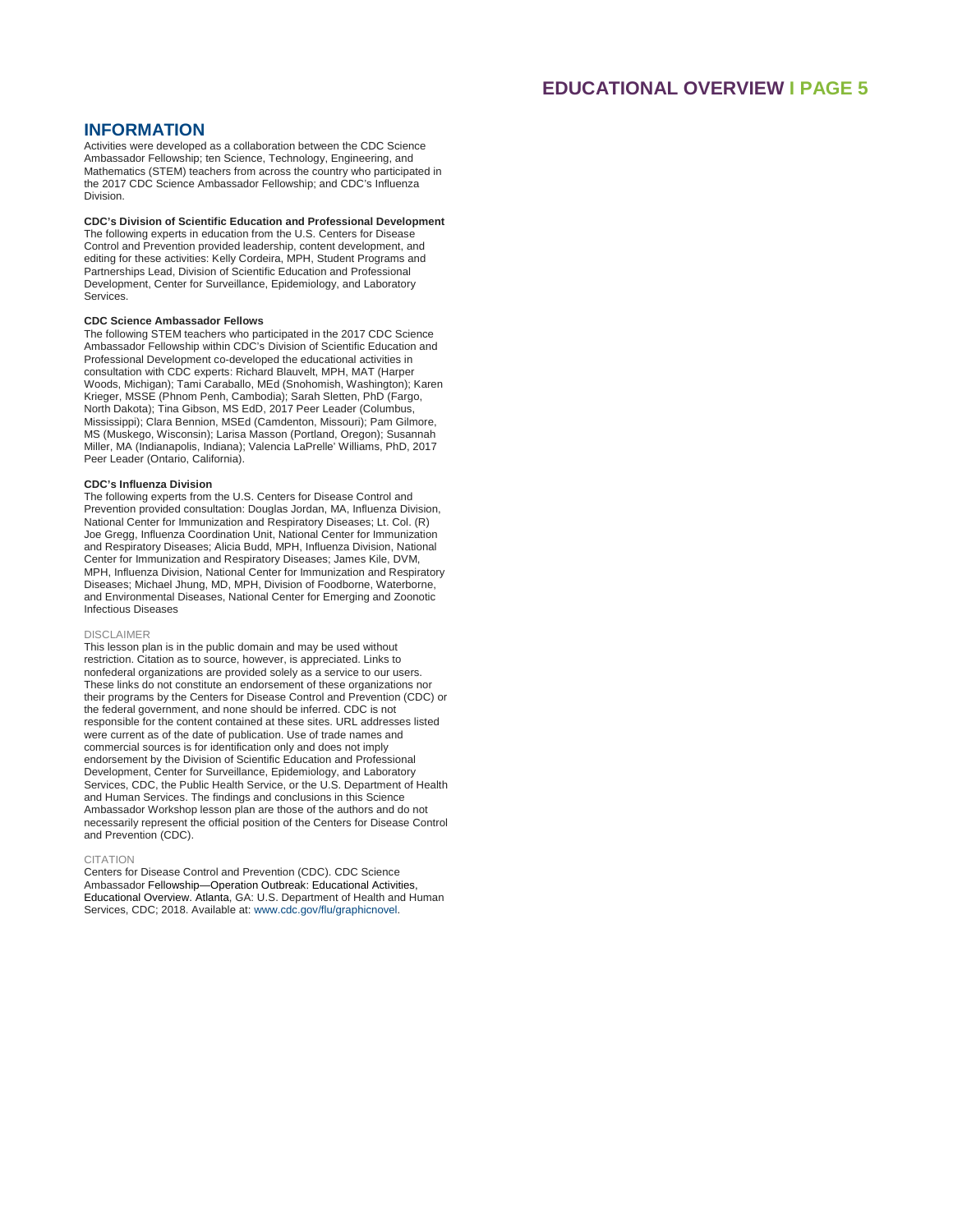## INFORMATION

Activities were developed as a collaboration between the CDC Science Ambassador Fellowship; ten Science, Technology, Engineering, and Mathematics (STEM) teachers from across the country who participated in the 2017 CDC Science Ambassador Fellowship; and CDC's Influenza Division.

**CDC's Division of Scientific Education and Professional Development**

The following experts in education from the U.S. Centers for Disease Control and Prevention provided leadership, content development, and editing for these activities: Kelly Cordeira, MPH, Student Programs and Partnerships Lead, Division of Scientific Education and Professional Development, Center for Surveillance, Epidemiology, and Laboratory Services.

**CDC Science Ambassador Fellows**

The following STEM teachers who participated in the 2017 CDC Science Ambassador Fellowship within CDC's Division of Scientific Education and Professional Development co-developed the educational activities in consultation with CDC experts: Richard Blauvelt, MPH, MAT (Harper Woods, Michigan); Tami Caraballo, MEd (Snohomish, Washington); Karen Krieger, MSSE (Phnom Penh, Cambodia); Sarah Sletten, PhD (Fargo, North Dakota); Tina Gibson, MS EdD, 2017 Peer Leader (Columbus, Mississippi); Clara Bennion, MSEd (Camdenton, Missouri); Pam Gilmore, MS (Muskego, Wisconsin); Larisa Masson (Portland, Oregon); Susannah Miller, MA (Indianapolis, Indiana); Valencia LaPrelle' Williams, PhD, 2017 Peer Leader (Ontario, California).

**CDC's Influenza Division**

The following experts from the U.S. Centers for Disease Control and Prevention provided consultation: Douglas Jordan, MA, Influenza Division, National Center for Immunization and Respiratory Diseases; Lt. Col. (R) Joe Gregg, Influenza Coordination Unit, National Center for Immunization and Respiratory Diseases; Alicia Budd, MPH, Influenza Division, National Center for Immunization and Respiratory Diseases; James Kile, DVM, MPH, Influenza Division, National Center for Immunization and Respiratory Diseases; Michael Jhung, MD, MPH, Division of Foodborne, Waterborne, and Environmental Diseases, National Center for Emerging and Zoonotic Infectious Diseases

DISCLAIMER

This lesson plan is in the public domain and may be used without restriction. Citation as to source, however, is appreciated. Links to nonfederal organizations are provided solely as a service to our users. These links do not constitute an endorsement of these organizations nor their programs by the Centers for Disease Control and Prevention (CDC) or the federal government, and none should be inferred. CDC is not responsible for the content contained at these sites. URL addresses listed were current as of the date of publication. Use of trade names and commercial sources is for identification only and does not imply endorsement by the Division of Scientific Education and Professional Development, Center for Surveillance, Epidemiology, and Laboratory Services, CDC, the Public Health Service, or the U.S. Department of Health and Human Services. The findings and conclusions in this Science Ambassador Workshop lesson plan are those of the authors and do not necessarily represent the official position of the Centers for Disease Control and Prevention (CDC).

CITATION

Centers for Disease Control and Prevention (CDC). CDC Science Ambassador Fellowship—Operation Outbreak: Educational Activities, Educational Overview. Atlanta, GA: U.S. Department of Health and Human Services, CDC; 2018. Available at: www.cdc.gov/flu/graphicnovel.